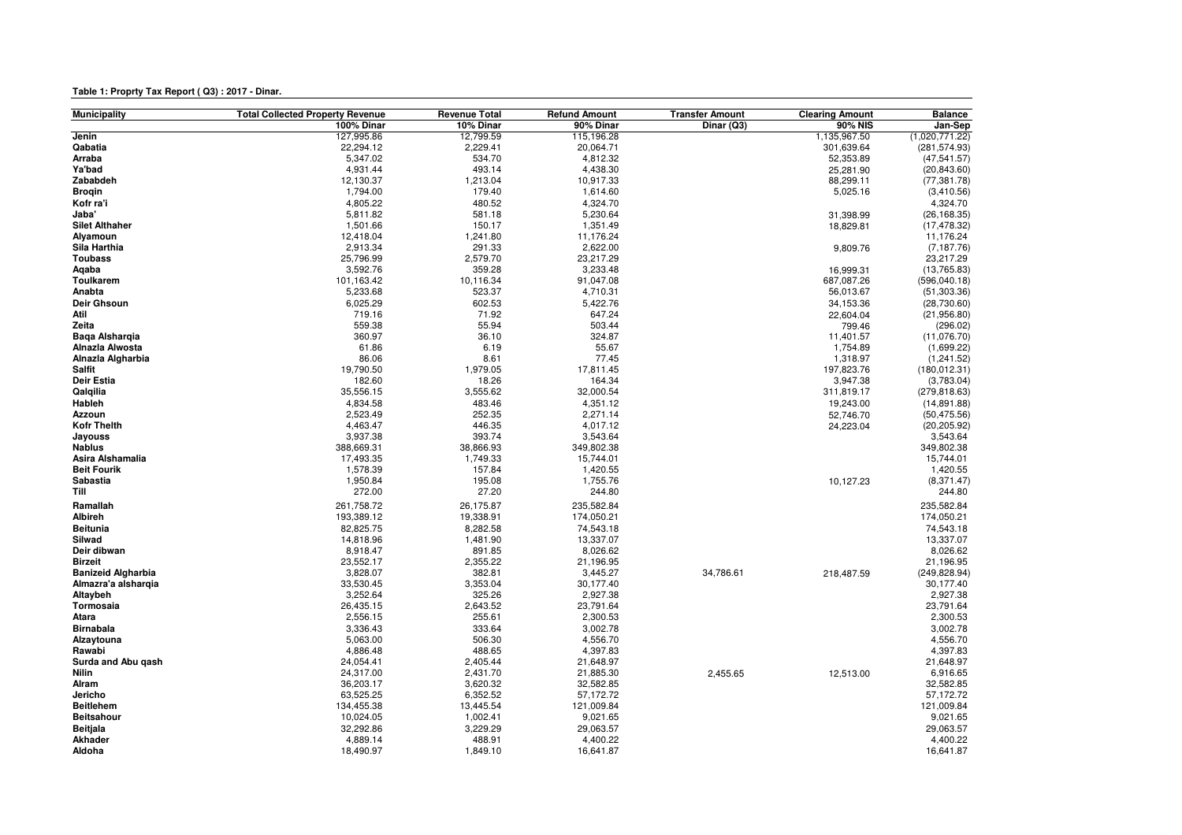**Table 1: Proprty Tax Report ( Q3) : 2017 - Dinar.**

| Municipality | Total Collected Property Revenue | Revenue Total | Refund Amount | Transfer Amount | Clearing Amount | Balance |
|---|---|---|---|---|---|---|
| | 100% Dinar | 10% Dinar | 90% Dinar | Dinar (Q3) | 90% NIS | Jan-Sep |
| Jenin | 127,995.86 | 12,799.59 | 115,196.28 | | 1,135,967.50 | (1,020,771.22) |
| Qabatia | 22,294.12 | 2,229.41 | 20,064.71 | | 301,639.64 | (281,574.93) |
| Arraba | 5,347.02 | 534.70 | 4,812.32 | | 52,353.89 | (47,541.57) |
| Ya'bad | 4,931.44 | 493.14 | 4,438.30 | | 25,281.90 | (20,843.60) |
| Zababdeh | 12,130.37 | 1,213.04 | 10,917.33 | | 88,299.11 | (77,381.78) |
| Broqin | 1,794.00 | 179.40 | 1,614.60 | | 5,025.16 | (3,410.56) |
| Kofr ra'i | 4,805.22 | 480.52 | 4,324.70 | | | 4,324.70 |
| Jaba' | 5,811.82 | 581.18 | 5,230.64 | | 31,398.99 | (26,168.35) |
| Silet Althaher | 1,501.66 | 150.17 | 1,351.49 | | 18,829.81 | (17,478.32) |
| Alyamoun | 12,418.04 | 1,241.80 | 11,176.24 | | | 11,176.24 |
| Sila Harthia | 2,913.34 | 291.33 | 2,622.00 | | 9,809.76 | (7,187.76) |
| Toubass | 25,796.99 | 2,579.70 | 23,217.29 | | | 23,217.29 |
| Aqaba | 3,592.76 | 359.28 | 3,233.48 | | 16,999.31 | (13,765.83) |
| Toulkarem | 101,163.42 | 10,116.34 | 91,047.08 | | 687,087.26 | (596,040.18) |
| Anabta | 5,233.68 | 523.37 | 4,710.31 | | 56,013.67 | (51,303.36) |
| Deir Ghsoun | 6,025.29 | 602.53 | 5,422.76 | | 34,153.36 | (28,730.60) |
| Atil | 719.16 | 71.92 | 647.24 | | 22,604.04 | (21,956.80) |
| Zeita | 559.38 | 55.94 | 503.44 | | 799.46 | (296.02) |
| Baqa Alsharqia | 360.97 | 36.10 | 324.87 | | 11,401.57 | (11,076.70) |
| Alnazla Alwosta | 61.86 | 6.19 | 55.67 | | 1,754.89 | (1,699.22) |
| Alnazla Algharbia | 86.06 | 8.61 | 77.45 | | 1,318.97 | (1,241.52) |
| Salfit | 19,790.50 | 1,979.05 | 17,811.45 | | 197,823.76 | (180,012.31) |
| Deir Estia | 182.60 | 18.26 | 164.34 | | 3,947.38 | (3,783.04) |
| Qalqilia | 35,556.15 | 3,555.62 | 32,000.54 | | 311,819.17 | (279,818.63) |
| Hableh | 4,834.58 | 483.46 | 4,351.12 | | 19,243.00 | (14,891.88) |
| Azzoun | 2,523.49 | 252.35 | 2,271.14 | | 52,746.70 | (50,475.56) |
| Kofr Thelth | 4,463.47 | 446.35 | 4,017.12 | | 24,223.04 | (20,205.92) |
| Jayouss | 3,937.38 | 393.74 | 3,543.64 | | | 3,543.64 |
| Nablus | 388,669.31 | 38,866.93 | 349,802.38 | | | 349,802.38 |
| Asira Alshamalia | 17,493.35 | 1,749.33 | 15,744.01 | | | 15,744.01 |
| Beit Fourik | 1,578.39 | 157.84 | 1,420.55 | | | 1,420.55 |
| Sabastia | 1,950.84 | 195.08 | 1,755.76 | | 10,127.23 | (8,371.47) |
| Till | 272.00 | 27.20 | 244.80 | | | 244.80 |
| Ramallah | 261,758.72 | 26,175.87 | 235,582.84 | | | 235,582.84 |
| Albireh | 193,389.12 | 19,338.91 | 174,050.21 | | | 174,050.21 |
| Beitunia | 82,825.75 | 8,282.58 | 74,543.18 | | | 74,543.18 |
| Silwad | 14,818.96 | 1,481.90 | 13,337.07 | | | 13,337.07 |
| Deir dibwan | 8,918.47 | 891.85 | 8,026.62 | | | 8,026.62 |
| Birzeit | 23,552.17 | 2,355.22 | 21,196.95 | | | 21,196.95 |
| Banizeid Algharbia | 3,828.07 | 382.81 | 3,445.27 | 34,786.61 | 218,487.59 | (249,828.94) |
| Almazra'a alsharqia | 33,530.45 | 3,353.04 | 30,177.40 | | | 30,177.40 |
| Altaybeh | 3,252.64 | 325.26 | 2,927.38 | | | 2,927.38 |
| Tormosaia | 26,435.15 | 2,643.52 | 23,791.64 | | | 23,791.64 |
| Atara | 2,556.15 | 255.61 | 2,300.53 | | | 2,300.53 |
| Birnabala | 3,336.43 | 333.64 | 3,002.78 | | | 3,002.78 |
| Alzaytouna | 5,063.00 | 506.30 | 4,556.70 | | | 4,556.70 |
| Rawabi | 4,886.48 | 488.65 | 4,397.83 | | | 4,397.83 |
| Surda and Abu qash | 24,054.41 | 2,405.44 | 21,648.97 | | | 21,648.97 |
| Nilin | 24,317.00 | 2,431.70 | 21,885.30 | 2,455.65 | 12,513.00 | 6,916.65 |
| Alram | 36,203.17 | 3,620.32 | 32,582.85 | | | 32,582.85 |
| Jericho | 63,525.25 | 6,352.52 | 57,172.72 | | | 57,172.72 |
| Beitlehem | 134,455.38 | 13,445.54 | 121,009.84 | | | 121,009.84 |
| Beitsahour | 10,024.05 | 1,002.41 | 9,021.65 | | | 9,021.65 |
| Beitjala | 32,292.86 | 3,229.29 | 29,063.57 | | | 29,063.57 |
| Akhader | 4,889.14 | 488.91 | 4,400.22 | | | 4,400.22 |
| Aldoha | 18,490.97 | 1,849.10 | 16,641.87 | | | 16,641.87 |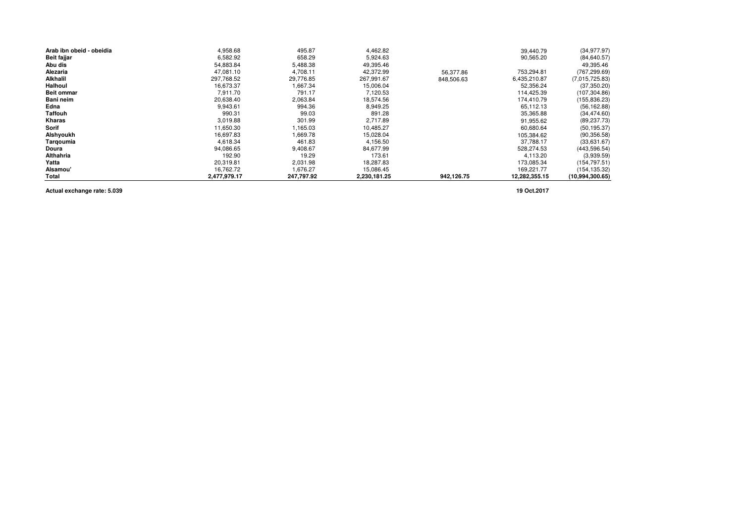|  |  |  |  |  |  |  |
|---|---|---|---|---|---|---|
| **Arab ibn obeid - obeidia** | 4,958.68 | 495.87 | 4,462.82 |  | 39,440.79 | (34,977.97) |
| **Beit fajjar** | 6,582.92 | 658.29 | 5,924.63 |  | 90,565.20 | (84,640.57) |
| **Abu dis** | 54,883.84 | 5,488.38 | 49,395.46 |  |  | 49,395.46 |
| **Alezaria** | 47,081.10 | 4,708.11 | 42,372.99 | 56,377.86 | 753,294.81 | (767,299.69) |
| **Alkhalil** | 297,768.52 | 29,776.85 | 267,991.67 | 848,506.63 | 6,435,210.87 | (7,015,725.83) |
| **Halhoul** | 16,673.37 | 1,667.34 | 15,006.04 |  | 52,356.24 | (37,350.20) |
| **Beit ommar** | 7,911.70 | 791.17 | 7,120.53 |  | 114,425.39 | (107,304.86) |
| **Bani neim** | 20,638.40 | 2,063.84 | 18,574.56 |  | 174,410.79 | (155,836.23) |
| **Edna** | 9,943.61 | 994.36 | 8,949.25 |  | 65,112.13 | (56,162.88) |
| **Taffouh** | 990.31 | 99.03 | 891.28 |  | 35,365.88 | (34,474.60) |
| **Kharas** | 3,019.88 | 301.99 | 2,717.89 |  | 91,955.62 | (89,237.73) |
| **Sorif** | 11,650.30 | 1,165.03 | 10,485.27 |  | 60,680.64 | (50,195.37) |
| **Alshyoukh** | 16,697.83 | 1,669.78 | 15,028.04 |  | 105,384.62 | (90,356.58) |
| **Tarqoumia** | 4,618.34 | 461.83 | 4,156.50 |  | 37,788.17 | (33,631.67) |
| **Doura** | 94,086.65 | 9,408.67 | 84,677.99 |  | 528,274.53 | (443,596.54) |
| **Althahria** | 192.90 | 19.29 | 173.61 |  | 4,113.20 | (3,939.59) |
| **Yatta** | 20,319.81 | 2,031.98 | 18,287.83 |  | 173,085.34 | (154,797.51) |
| **Alsamou'** | 16,762.72 | 1,676.27 | 15,086.45 |  | 169,221.77 | (154,135.32) |
| **Total** | **2,477,979.17** | **247,797.92** | **2,230,181.25** | **942,126.75** | **12,282,355.15** | **(10,994,300.65)** |

**Actual exchange rate: 5.039**

**19 Oct.2017**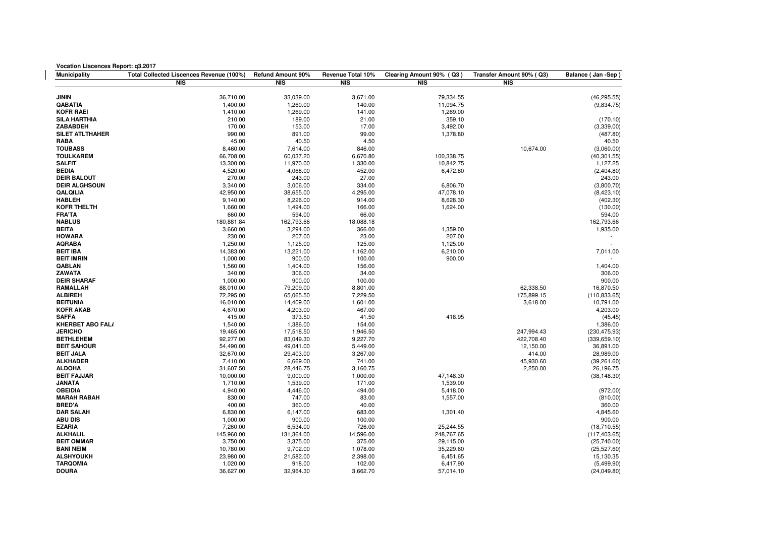**Vocation Liscences Report: q3.2017**

| Municipality | Total Collected Liscences Revenue (100%) | Refund Amount 90% | Revenue Total 10% | Clearing Amount 90% ( Q3 ) | Transfer Amount 90% ( Q3) | Balance ( Jan -Sep ) |
|---|---|---|---|---|---|---|
| | NIS | NIS | NIS | NIS | NIS | |
| **JININ** | 36,710.00 | 33,039.00 | 3,671.00 | 79,334.55 | | (46,295.55) |
| **QABATIA** | 1,400.00 | 1,260.00 | 140.00 | 11,094.75 | | (9,834.75) |
| **KOFR RAEI** | 1,410.00 | 1,269.00 | 141.00 | 1,269.00 | | - |
| **SILA HARTHIA** | 210.00 | 189.00 | 21.00 | 359.10 | | (170.10) |
| **ZABABDEH** | 170.00 | 153.00 | 17.00 | 3,492.00 | | (3,339.00) |
| **SILET ATLTHAHER** | 990.00 | 891.00 | 99.00 | 1,378.80 | | (487.80) |
| **RABA** | 45.00 | 40.50 | 4.50 | | | 40.50 |
| **TOUBASS** | 8,460.00 | 7,614.00 | 846.00 | | 10,674.00 | (3,060.00) |
| **TOULKAREM** | 66,708.00 | 60,037.20 | 6,670.80 | 100,338.75 | | (40,301.55) |
| **SALFIT** | 13,300.00 | 11,970.00 | 1,330.00 | 10,842.75 | | 1,127.25 |
| **BEDIA** | 4,520.00 | 4,068.00 | 452.00 | 6,472.80 | | (2,404.80) |
| **DEIR BALOUT** | 270.00 | 243.00 | 27.00 | | | 243.00 |
| **DEIR ALGHSOUN** | 3,340.00 | 3,006.00 | 334.00 | 6,806.70 | | (3,800.70) |
| **QALQILIA** | 42,950.00 | 38,655.00 | 4,295.00 | 47,078.10 | | (8,423.10) |
| **HABLEH** | 9,140.00 | 8,226.00 | 914.00 | 8,628.30 | | (402.30) |
| **KOFR THELTH** | 1,660.00 | 1,494.00 | 166.00 | 1,624.00 | | (130.00) |
| **FRA'TA** | 660.00 | 594.00 | 66.00 | | | 594.00 |
| **NABLUS** | 180,881.84 | 162,793.66 | 18,088.18 | | | 162,793.66 |
| **BEITA** | 3,660.00 | 3,294.00 | 366.00 | 1,359.00 | | 1,935.00 |
| **HOWARA** | 230.00 | 207.00 | 23.00 | 207.00 | | - |
| **AQRABA** | 1,250.00 | 1,125.00 | 125.00 | 1,125.00 | | - |
| **BEIT IBA** | 14,383.00 | 13,221.00 | 1,162.00 | 6,210.00 | | 7,011.00 |
| **BEIT IMRIN** | 1,000.00 | 900.00 | 100.00 | 900.00 | | - |
| **QABLAN** | 1,560.00 | 1,404.00 | 156.00 | | | 1,404.00 |
| **ZAWATA** | 340.00 | 306.00 | 34.00 | | | 306.00 |
| **DEIR SHARAF** | 1,000.00 | 900.00 | 100.00 | | | 900.00 |
| **RAMALLAH** | 88,010.00 | 79,209.00 | 8,801.00 | | 62,338.50 | 16,870.50 |
| **ALBIREH** | 72,295.00 | 65,065.50 | 7,229.50 | | 175,899.15 | (110,833.65) |
| **BEITUNIA** | 16,010.00 | 14,409.00 | 1,601.00 | | 3,618.00 | 10,791.00 |
| **KOFR AKAB** | 4,670.00 | 4,203.00 | 467.00 | | | 4,203.00 |
| **SAFFA** | 415.00 | 373.50 | 41.50 | 418.95 | | (45.45) |
| **KHERBET ABO FAL/** | 1,540.00 | 1,386.00 | 154.00 | | | 1,386.00 |
| **JERICHO** | 19,465.00 | 17,518.50 | 1,946.50 | | 247,994.43 | (230,475.93) |
| **BETHLEHEM** | 92,277.00 | 83,049.30 | 9,227.70 | | 422,708.40 | (339,659.10) |
| **BEIT SAHOUR** | 54,490.00 | 49,041.00 | 5,449.00 | | 12,150.00 | 36,891.00 |
| **BEIT JALA** | 32,670.00 | 29,403.00 | 3,267.00 | | 414.00 | 28,989.00 |
| **ALKHADER** | 7,410.00 | 6,669.00 | 741.00 | | 45,930.60 | (39,261.60) |
| **ALDOHA** | 31,607.50 | 28,446.75 | 3,160.75 | | 2,250.00 | 26,196.75 |
| **BEIT FAJJAR** | 10,000.00 | 9,000.00 | 1,000.00 | 47,148.30 | | (38,148.30) |
| **JANATA** | 1,710.00 | 1,539.00 | 171.00 | 1,539.00 | | - |
| **OBEIDIA** | 4,940.00 | 4,446.00 | 494.00 | 5,418.00 | | (972.00) |
| **MARAH RABAH** | 830.00 | 747.00 | 83.00 | 1,557.00 | | (810.00) |
| **BRED'A** | 400.00 | 360.00 | 40.00 | | | 360.00 |
| **DAR SALAH** | 6,830.00 | 6,147.00 | 683.00 | 1,301.40 | | 4,845.60 |
| **ABU DIS** | 1,000.00 | 900.00 | 100.00 | | | 900.00 |
| **EZARIA** | 7,260.00 | 6,534.00 | 726.00 | 25,244.55 | | (18,710.55) |
| **ALKHALIL** | 145,960.00 | 131,364.00 | 14,596.00 | 248,767.65 | | (117,403.65) |
| **BEIT OMMAR** | 3,750.00 | 3,375.00 | 375.00 | 29,115.00 | | (25,740.00) |
| **BANI NEIM** | 10,780.00 | 9,702.00 | 1,078.00 | 35,229.60 | | (25,527.60) |
| **ALSHYOUKH** | 23,980.00 | 21,582.00 | 2,398.00 | 6,451.65 | | 15,130.35 |
| **TARQOMIA** | 1,020.00 | 918.00 | 102.00 | 6,417.90 | | (5,499.90) |
| **DOURA** | 36,627.00 | 32,964.30 | 3,662.70 | 57,014.10 | | (24,049.80) |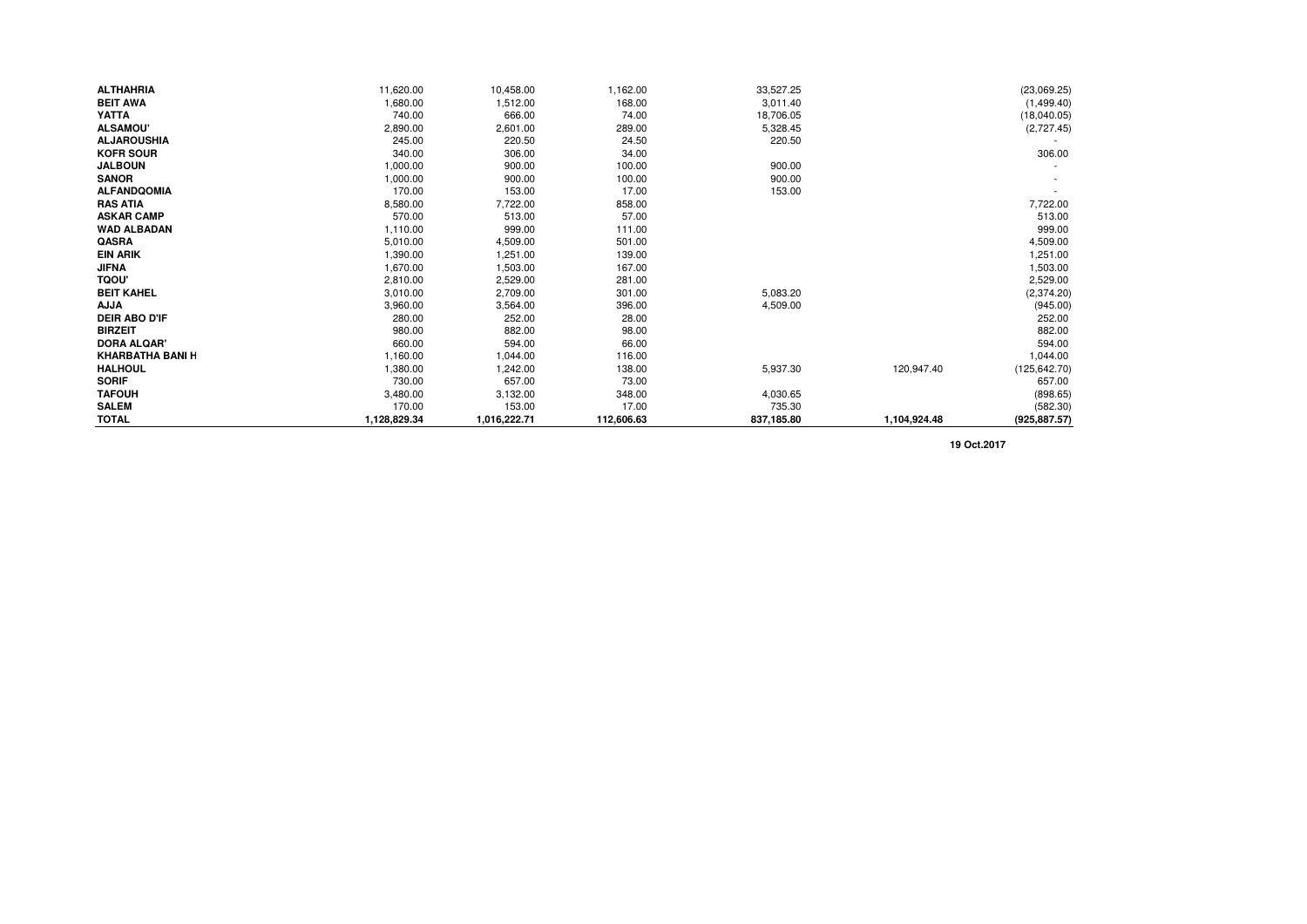| | | | | | | |
|---|---|---|---|---|---|---|
| **ALTHAHRIA** | 11,620.00 | 10,458.00 | 1,162.00 | 33,527.25 | | (23,069.25) |
| **BEIT AWA** | 1,680.00 | 1,512.00 | 168.00 | 3,011.40 | | (1,499.40) |
| **YATTA** | 740.00 | 666.00 | 74.00 | 18,706.05 | | (18,040.05) |
| **ALSAMOU'** | 2,890.00 | 2,601.00 | 289.00 | 5,328.45 | | (2,727.45) |
| **ALJAROUSHIA** | 245.00 | 220.50 | 24.50 | 220.50 | | - |
| **KOFR SOUR** | 340.00 | 306.00 | 34.00 | | | 306.00 |
| **JALBOUN** | 1,000.00 | 900.00 | 100.00 | 900.00 | | - |
| **SANOR** | 1,000.00 | 900.00 | 100.00 | 900.00 | | - |
| **ALFANDQOMIA** | 170.00 | 153.00 | 17.00 | 153.00 | | - |
| **RAS ATIA** | 8,580.00 | 7,722.00 | 858.00 | | | 7,722.00 |
| **ASKAR CAMP** | 570.00 | 513.00 | 57.00 | | | 513.00 |
| **WAD ALBADAN** | 1,110.00 | 999.00 | 111.00 | | | 999.00 |
| **QASRA** | 5,010.00 | 4,509.00 | 501.00 | | | 4,509.00 |
| **EIN ARIK** | 1,390.00 | 1,251.00 | 139.00 | | | 1,251.00 |
| **JIFNA** | 1,670.00 | 1,503.00 | 167.00 | | | 1,503.00 |
| **TQOU'** | 2,810.00 | 2,529.00 | 281.00 | | | 2,529.00 |
| **BEIT KAHEL** | 3,010.00 | 2,709.00 | 301.00 | 5,083.20 | | (2,374.20) |
| **AJJA** | 3,960.00 | 3,564.00 | 396.00 | 4,509.00 | | (945.00) |
| **DEIR ABO D'IF** | 280.00 | 252.00 | 28.00 | | | 252.00 |
| **BIRZEIT** | 980.00 | 882.00 | 98.00 | | | 882.00 |
| **DORA ALQAR'** | 660.00 | 594.00 | 66.00 | | | 594.00 |
| **KHARBATHA BANI H** | 1,160.00 | 1,044.00 | 116.00 | | | 1,044.00 |
| **HALHOUL** | 1,380.00 | 1,242.00 | 138.00 | 5,937.30 | 120,947.40 | (125,642.70) |
| **SORIF** | 730.00 | 657.00 | 73.00 | | | 657.00 |
| **TAFOUH** | 3,480.00 | 3,132.00 | 348.00 | 4,030.65 | | (898.65) |
| **SALEM** | 170.00 | 153.00 | 17.00 | 735.30 | | (582.30) |
| **TOTAL** | **1,128,829.34** | **1,016,222.71** | **112,606.63** | **837,185.80** | **1,104,924.48** | **(925,887.57)** |

**19 Oct.2017**